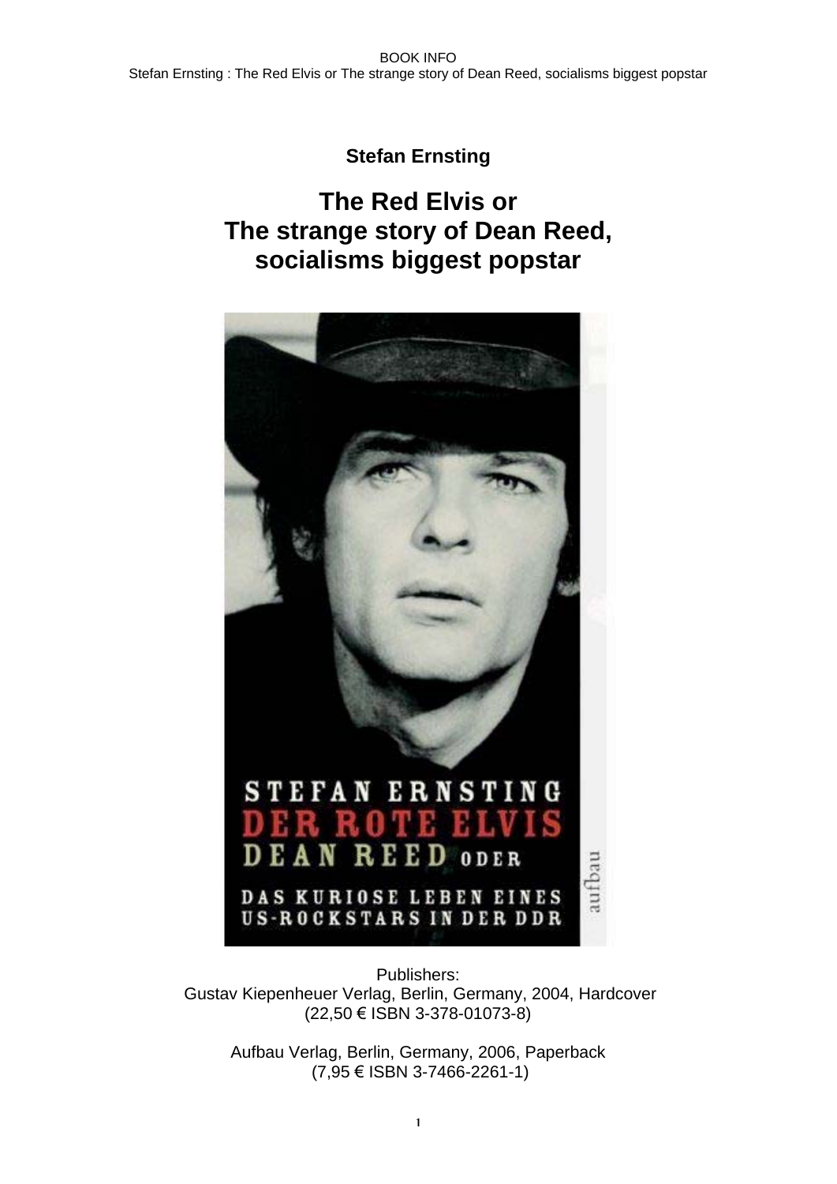BOOK INFO
Stefan Ernsting : The Red Elvis or The strange story of Dean Reed, socialisms biggest popstar

**Stefan Ernsting**

# The Red Elvis or The strange story of Dean Reed, socialisms biggest popstar

STEFAN ERNSTING
DER ROTE ELVIS
DEAN REED ODER
DAS KURIOSE LEBEN EINES US-ROCKSTARS IN DER DDR
aufbau

Publishers:
Gustav Kiepenheuer Verlag, Berlin, Germany, 2004, Hardcover
(22,50 € ISBN 3-378-01073-8)

Aufbau Verlag, Berlin, Germany, 2006, Paperback
(7,95 € ISBN 3-7466-2261-1)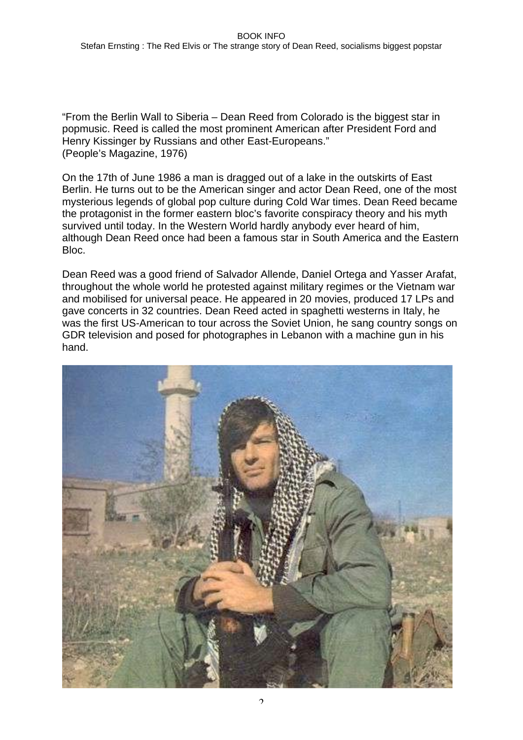“From the Berlin Wall to Siberia – Dean Reed from Colorado is the biggest star in popmusic. Reed is called the most prominent American after President Ford and Henry Kissinger by Russians and other East-Europeans.”
(People’s Magazine, 1976)

On the 17th of June 1986 a man is dragged out of a lake in the outskirts of East Berlin. He turns out to be the American singer and actor Dean Reed, one of the most mysterious legends of global pop culture during Cold War times. Dean Reed became the protagonist in the former eastern bloc’s favorite conspiracy theory and his myth survived until today. In the Western World hardly anybody ever heard of him, although Dean Reed once had been a famous star in South America and the Eastern Bloc.

Dean Reed was a good friend of Salvador Allende, Daniel Ortega and Yasser Arafat, throughout the whole world he protested against military regimes or the Vietnam war and mobilised for universal peace. He appeared in 20 movies, produced 17 LPs and gave concerts in 32 countries. Dean Reed acted in spaghetti westerns in Italy, he was the first US-American to tour across the Soviet Union, he sang country songs on GDR television and posed for photographes in Lebanon with a machine gun in his hand.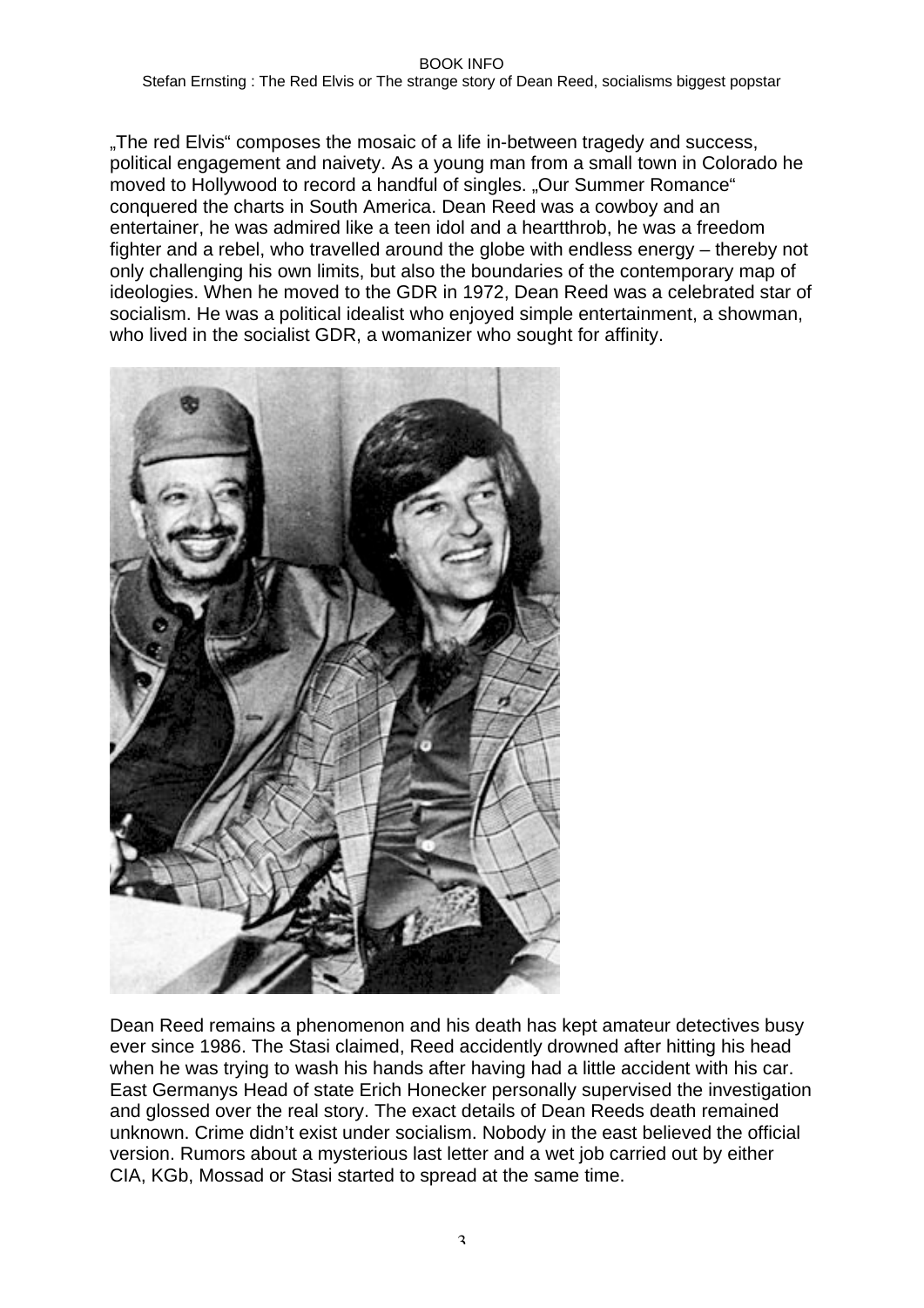„The red Elvis“ composes the mosaic of a life in-between tragedy and success, political engagement and naivety. As a young man from a small town in Colorado he moved to Hollywood to record a handful of singles. „Our Summer Romance“ conquered the charts in South America. Dean Reed was a cowboy and an entertainer, he was admired like a teen idol and a heartthrob, he was a freedom fighter and a rebel, who travelled around the globe with endless energy – thereby not only challenging his own limits, but also the boundaries of the contemporary map of ideologies. When he moved to the GDR in 1972, Dean Reed was a celebrated star of socialism. He was a political idealist who enjoyed simple entertainment, a showman, who lived in the socialist GDR, a womanizer who sought for affinity.

Dean Reed remains a phenomenon and his death has kept amateur detectives busy ever since 1986. The Stasi claimed, Reed accidently drowned after hitting his head when he was trying to wash his hands after having had a little accident with his car. East Germanys Head of state Erich Honecker personally supervised the investigation and glossed over the real story. The exact details of Dean Reeds death remained unknown. Crime didn't exist under socialism. Nobody in the east believed the official version. Rumors about a mysterious last letter and a wet job carried out by either CIA, KGb, Mossad or Stasi started to spread at the same time.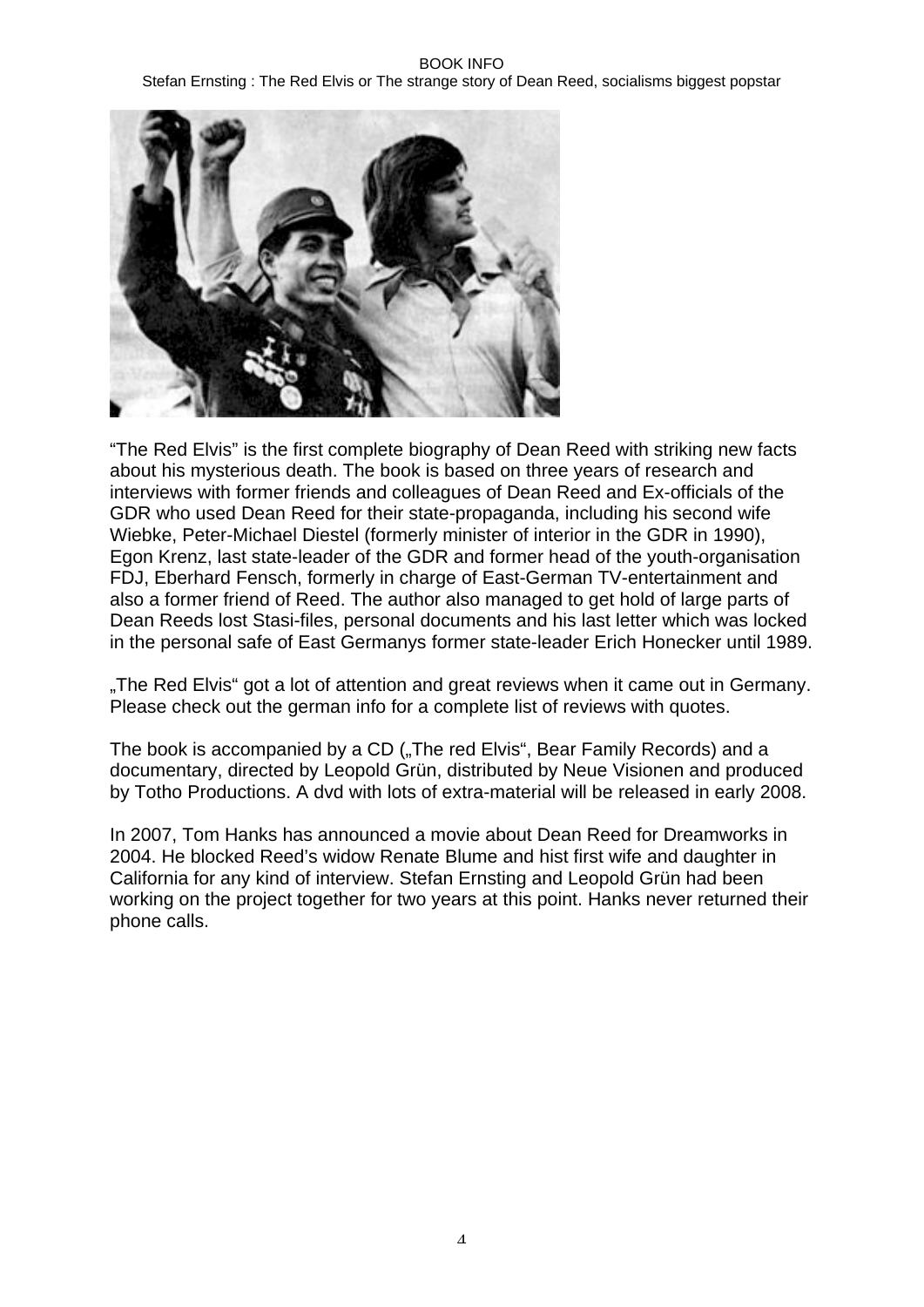"The Red Elvis" is the first complete biography of Dean Reed with striking new facts about his mysterious death. The book is based on three years of research and interviews with former friends and colleagues of Dean Reed and Ex-officials of the GDR who used Dean Reed for their state-propaganda, including his second wife Wiebke, Peter-Michael Diestel (formerly minister of interior in the GDR in 1990), Egon Krenz, last state-leader of the GDR and former head of the youth-organisation FDJ, Eberhard Fensch, formerly in charge of East-German TV-entertainment and also a former friend of Reed. The author also managed to get hold of large parts of Dean Reeds lost Stasi-files, personal documents and his last letter which was locked in the personal safe of East Germanys former state-leader Erich Honecker until 1989.

„The Red Elvis“ got a lot of attention and great reviews when it came out in Germany. Please check out the german info for a complete list of reviews with quotes.

The book is accompanied by a CD („The red Elvis“, Bear Family Records) and a documentary, directed by Leopold Grün, distributed by Neue Visionen and produced by Totho Productions. A dvd with lots of extra-material will be released in early 2008.

In 2007, Tom Hanks has announced a movie about Dean Reed for Dreamworks in 2004. He blocked Reed's widow Renate Blume and hist first wife and daughter in California for any kind of interview. Stefan Ernsting and Leopold Grün had been working on the project together for two years at this point. Hanks never returned their phone calls.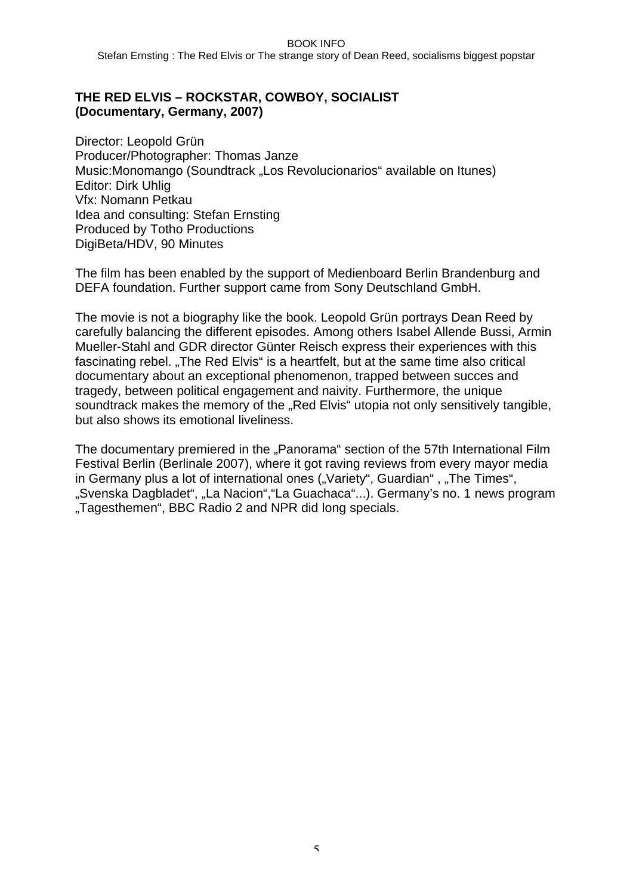**THE RED ELVIS – ROCKSTAR, COWBOY, SOCIALIST**
**(Documentary, Germany, 2007)**

Director: Leopold Grün
Producer/Photographer: Thomas Janze
Music:Monomango (Soundtrack „Los Revolucionarios“ available on Itunes)
Editor: Dirk Uhlig
Vfx: Nomann Petkau
Idea and consulting: Stefan Ernsting
Produced by Totho Productions
DigiBeta/HDV, 90 Minutes

The film has been enabled by the support of Medienboard Berlin Brandenburg and DEFA foundation. Further support came from Sony Deutschland GmbH.

The movie is not a biography like the book. Leopold Grün portrays Dean Reed by carefully balancing the different episodes. Among others Isabel Allende Bussi, Armin Mueller-Stahl and GDR director Günter Reisch express their experiences with this fascinating rebel. „The Red Elvis“ is a heartfelt, but at the same time also critical documentary about an exceptional phenomenon, trapped between succes and tragedy, between political engagement and naivity. Furthermore, the unique soundtrack makes the memory of the „Red Elvis“ utopia not only sensitively tangible, but also shows its emotional liveliness.

The documentary premiered in the „Panorama“ section of the 57th International Film Festival Berlin (Berlinale 2007), where it got raving reviews from every mayor media in Germany plus a lot of international ones („Variety“, Guardian“ , „The Times“, „Svenska Dagbladet“, „La Nacion“,“La Guachaca“...). Germany’s no. 1 news program „Tagesthemen“, BBC Radio 2 and NPR did long specials.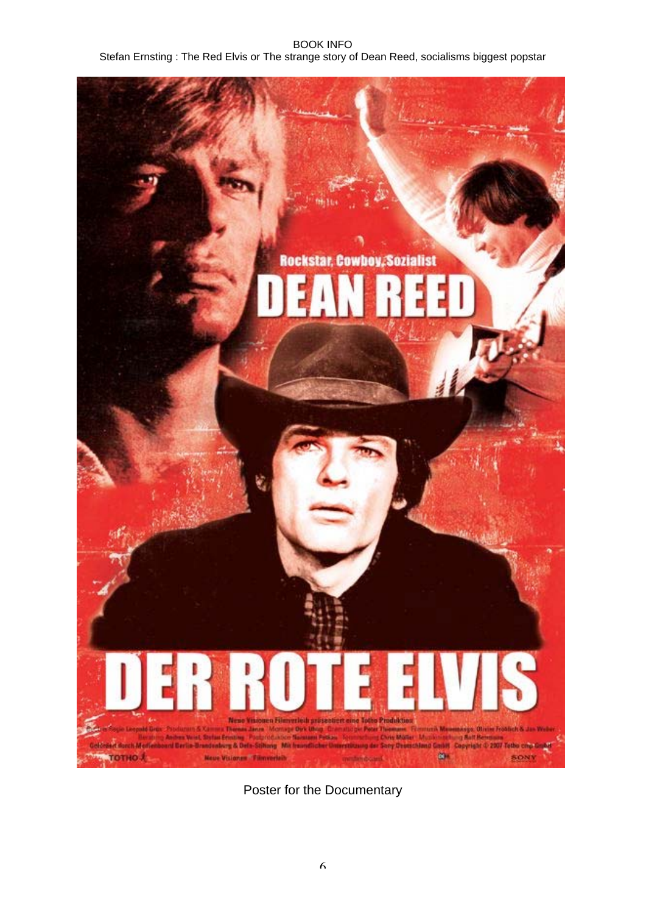Poster for the Documentary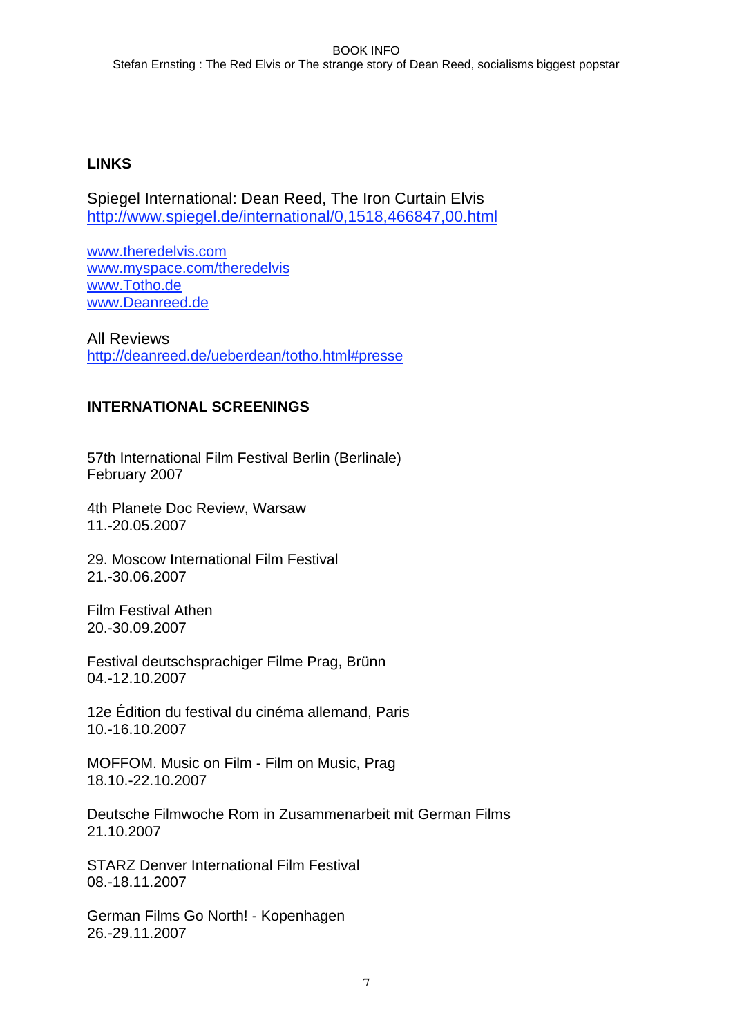## LINKS

Spiegel International: Dean Reed, The Iron Curtain Elvis
http://www.spiegel.de/international/0,1518,466847,00.html

www.theredelvis.com
www.myspace.com/theredelvis
www.Totho.de
www.Deanreed.de

All Reviews
http://deanreed.de/ueberdean/totho.html#presse

## INTERNATIONAL SCREENINGS

57th International Film Festival Berlin (Berlinale)
February 2007

4th Planete Doc Review, Warsaw
11.-20.05.2007

29. Moscow International Film Festival
21.-30.06.2007

Film Festival Athen
20.-30.09.2007

Festival deutschsprachiger Filme Prag, Brünn
04.-12.10.2007

12e Édition du festival du cinéma allemand, Paris
10.-16.10.2007

MOFFOM. Music on Film - Film on Music, Prag
18.10.-22.10.2007

Deutsche Filmwoche Rom in Zusammenarbeit mit German Films
21.10.2007

STARZ Denver International Film Festival
08.-18.11.2007

German Films Go North! - Kopenhagen
26.-29.11.2007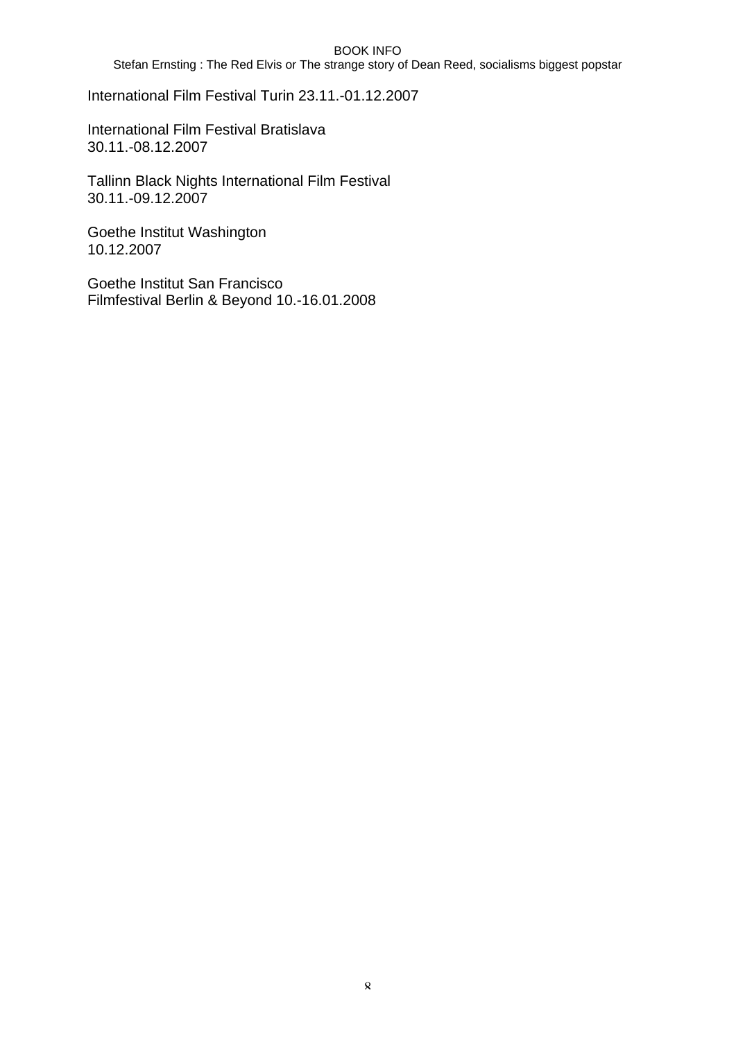International Film Festival Turin 23.11.-01.12.2007

International Film Festival Bratislava
30.11.-08.12.2007

Tallinn Black Nights International Film Festival
30.11.-09.12.2007

Goethe Institut Washington
10.12.2007

Goethe Institut San Francisco
Filmfestival Berlin & Beyond 10.-16.01.2008